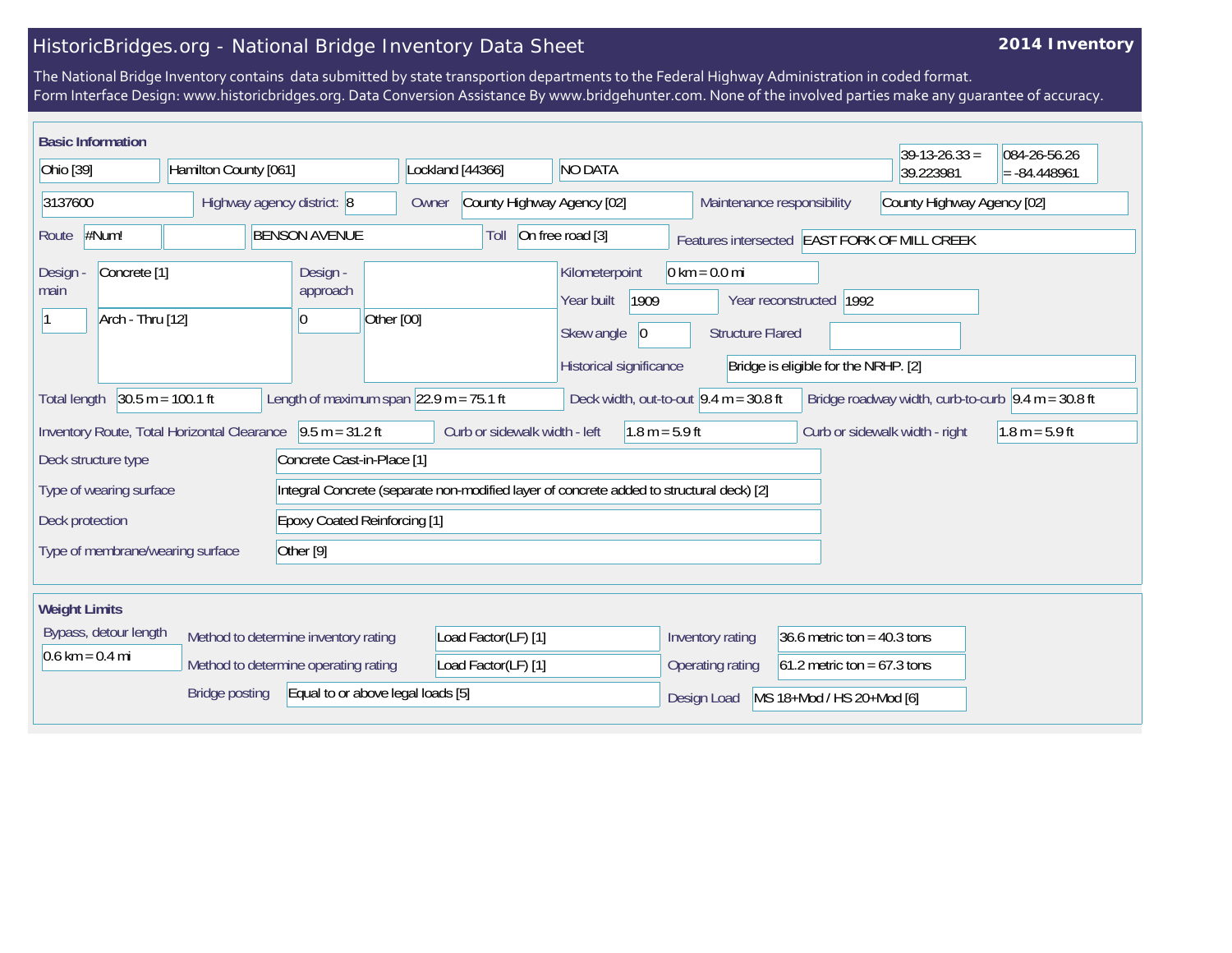# HistoricBridges.org - National Bridge Inventory Data Sheet

**2014 Inventory**

The National Bridge Inventory contains data submitted by state transportion departments to the Federal Highway Administration in coded format.
Form Interface Design: www.historicbridges.org. Data Conversion Assistance By www.bridgehunter.com. None of the involved parties make any guarantee of accuracy.

## Basic Information

| Field | Value |
|---|---|
| State | Ohio [39] |
| County | Hamilton County [061] |
| Place | Lockland [44366] |
| Location | NO DATA |
| Latitude | 39-13-26.33 = 39.223981 |
| Longitude | 084-26-56.26 = -84.448961 |
| Structure Number | 3137600 |
| Highway agency district | 8 |
| Owner | County Highway Agency [02] |
| Maintenance responsibility | County Highway Agency [02] |
| Route | #Num! |
| Facility carried | BENSON AVENUE |
| Toll | On free road [3] |
| Features intersected | EAST FORK OF MILL CREEK |
| Design - main | Concrete [1] |
| Design - main (spans) | 1 |
| Design - main (type) | Arch - Thru [12] |
| Design - approach | |
| Design - approach (spans) | 0 |
| Design - approach (type) | Other [00] |
| Kilometerpoint | 0 km = 0.0 mi |
| Year built | 1909 |
| Year reconstructed | 1992 |
| Skew angle | 0 |
| Structure Flared | |
| Historical significance | Bridge is eligible for the NRHP. [2] |
| Total length | 30.5 m = 100.1 ft |
| Length of maximum span | 22.9 m = 75.1 ft |
| Deck width, out-to-out | 9.4 m = 30.8 ft |
| Bridge roadway width, curb-to-curb | 9.4 m = 30.8 ft |
| Inventory Route, Total Horizontal Clearance | 9.5 m = 31.2 ft |
| Curb or sidewalk width - left | 1.8 m = 5.9 ft |
| Curb or sidewalk width - right | 1.8 m = 5.9 ft |
| Deck structure type | Concrete Cast-in-Place [1] |
| Type of wearing surface | Integral Concrete (separate non-modified layer of concrete added to structural deck) [2] |
| Deck protection | Epoxy Coated Reinforcing [1] |
| Type of membrane/wearing surface | Other [9] |

## Weight Limits

| Field | Value |
|---|---|
| Bypass, detour length | 0.6 km = 0.4 mi |
| Method to determine inventory rating | Load Factor(LF) [1] |
| Method to determine operating rating | Load Factor(LF) [1] |
| Bridge posting | Equal to or above legal loads [5] |
| Inventory rating | 36.6 metric ton = 40.3 tons |
| Operating rating | 61.2 metric ton = 67.3 tons |
| Design Load | MS 18+Mod / HS 20+Mod [6] |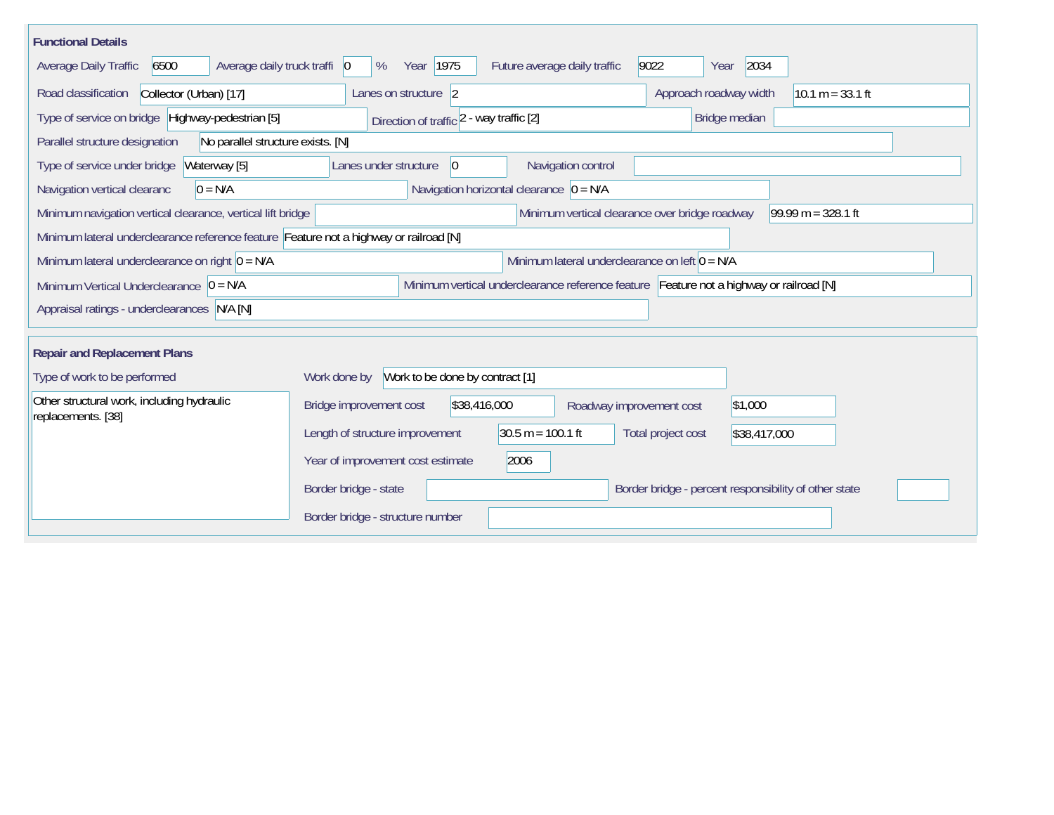## Functional Details

| Field | Value |
| --- | --- |
| Average Daily Traffic | 6500 |
| Average daily truck traffi | 0 % |
| Year | 1975 |
| Future average daily traffic | 9022 |
| Year | 2034 |
| Road classification | Collector (Urban) [17] |
| Lanes on structure | 2 |
| Approach roadway width | 10.1 m = 33.1 ft |
| Type of service on bridge | Highway-pedestrian [5] |
| Direction of traffic | 2 - way traffic [2] |
| Bridge median | |
| Parallel structure designation | No parallel structure exists. [N] |
| Type of service under bridge | Waterway [5] |
| Lanes under structure | 0 |
| Navigation control | |
| Navigation vertical clearanc | 0 = N/A |
| Navigation horizontal clearance | 0 = N/A |
| Minimum navigation vertical clearance, vertical lift bridge | |
| Minimum vertical clearance over bridge roadway | 99.99 m = 328.1 ft |
| Minimum lateral underclearance reference feature | Feature not a highway or railroad [N] |
| Minimum lateral underclearance on right | 0 = N/A |
| Minimum lateral underclearance on left | 0 = N/A |
| Minimum Vertical Underclearance | 0 = N/A |
| Minimum vertical underclearance reference feature | Feature not a highway or railroad [N] |
| Appraisal ratings - underclearances | N/A [N] |

## Repair and Replacement Plans

| Field | Value |
| --- | --- |
| Type of work to be performed | Other structural work, including hydraulic replacements. [38] |
| Work done by | Work to be done by contract [1] |
| Bridge improvement cost | $38,416,000 |
| Roadway improvement cost | $1,000 |
| Length of structure improvement | 30.5 m = 100.1 ft |
| Total project cost | $38,417,000 |
| Year of improvement cost estimate | 2006 |
| Border bridge - state | |
| Border bridge - percent responsibility of other state | |
| Border bridge - structure number | |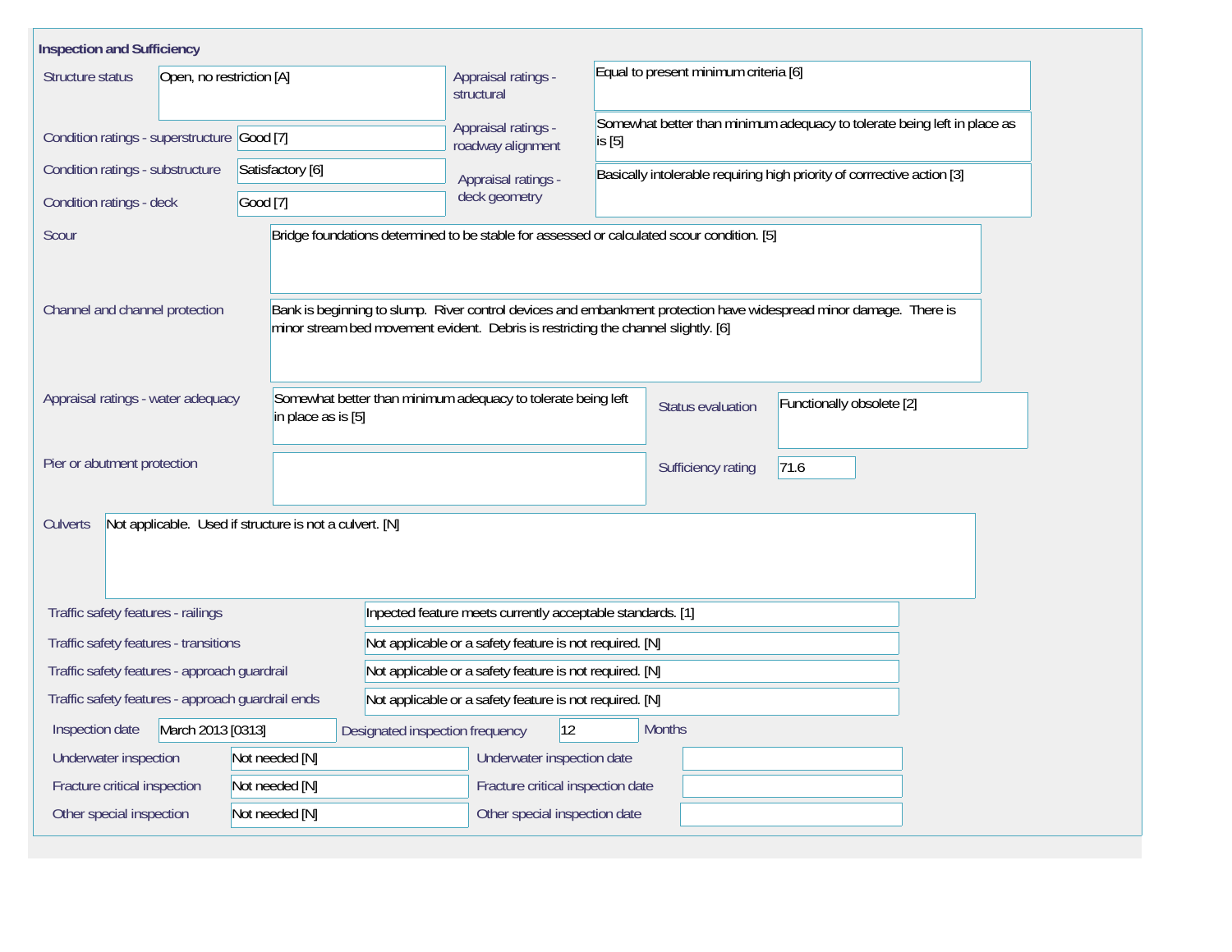## Inspection and Sufficiency

| | |
|---|---|
| Structure status | Open, no restriction [A] |
| Appraisal ratings - structural | Equal to present minimum criteria [6] |
| Condition ratings - superstructure | Good [7] |
| Appraisal ratings - roadway alignment | Somewhat better than minimum adequacy to tolerate being left in place as is [5] |
| Condition ratings - substructure | Satisfactory [6] |
| Appraisal ratings - deck geometry | Basically intolerable requiring high priority of corrrective action [3] |
| Condition ratings - deck | Good [7] |
| Scour | Bridge foundations determined to be stable for assessed or calculated scour condition. [5] |
| Channel and channel protection | Bank is beginning to slump. River control devices and embankment protection have widespread minor damage. There is minor stream bed movement evident. Debris is restricting the channel slightly. [6] |
| Appraisal ratings - water adequacy | Somewhat better than minimum adequacy to tolerate being left in place as is [5] |
| Status evaluation | Functionally obsolete [2] |
| Pier or abutment protection | |
| Sufficiency rating | 71.6 |
| Culverts | Not applicable. Used if structure is not a culvert. [N] |
| Traffic safety features - railings | Inpected feature meets currently acceptable standards. [1] |
| Traffic safety features - transitions | Not applicable or a safety feature is not required. [N] |
| Traffic safety features - approach guardrail | Not applicable or a safety feature is not required. [N] |
| Traffic safety features - approach guardrail ends | Not applicable or a safety feature is not required. [N] |
| Inspection date | March 2013 [0313] |
| Designated inspection frequency | 12 Months |
| Underwater inspection | Not needed [N] |
| Underwater inspection date | |
| Fracture critical inspection | Not needed [N] |
| Fracture critical inspection date | |
| Other special inspection | Not needed [N] |
| Other special inspection date | |